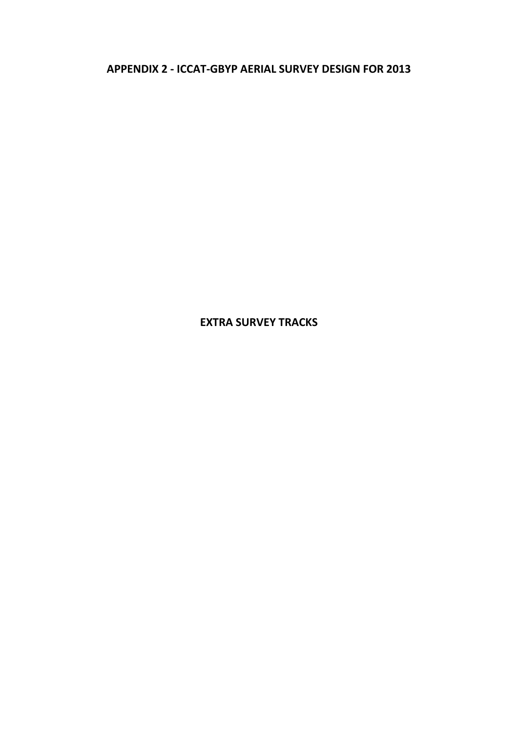# APPENDIX 2 - ICCAT-GBYP AERIAL SURVEY DESIGN FOR 2013

## EXTRA SURVEY TRACKS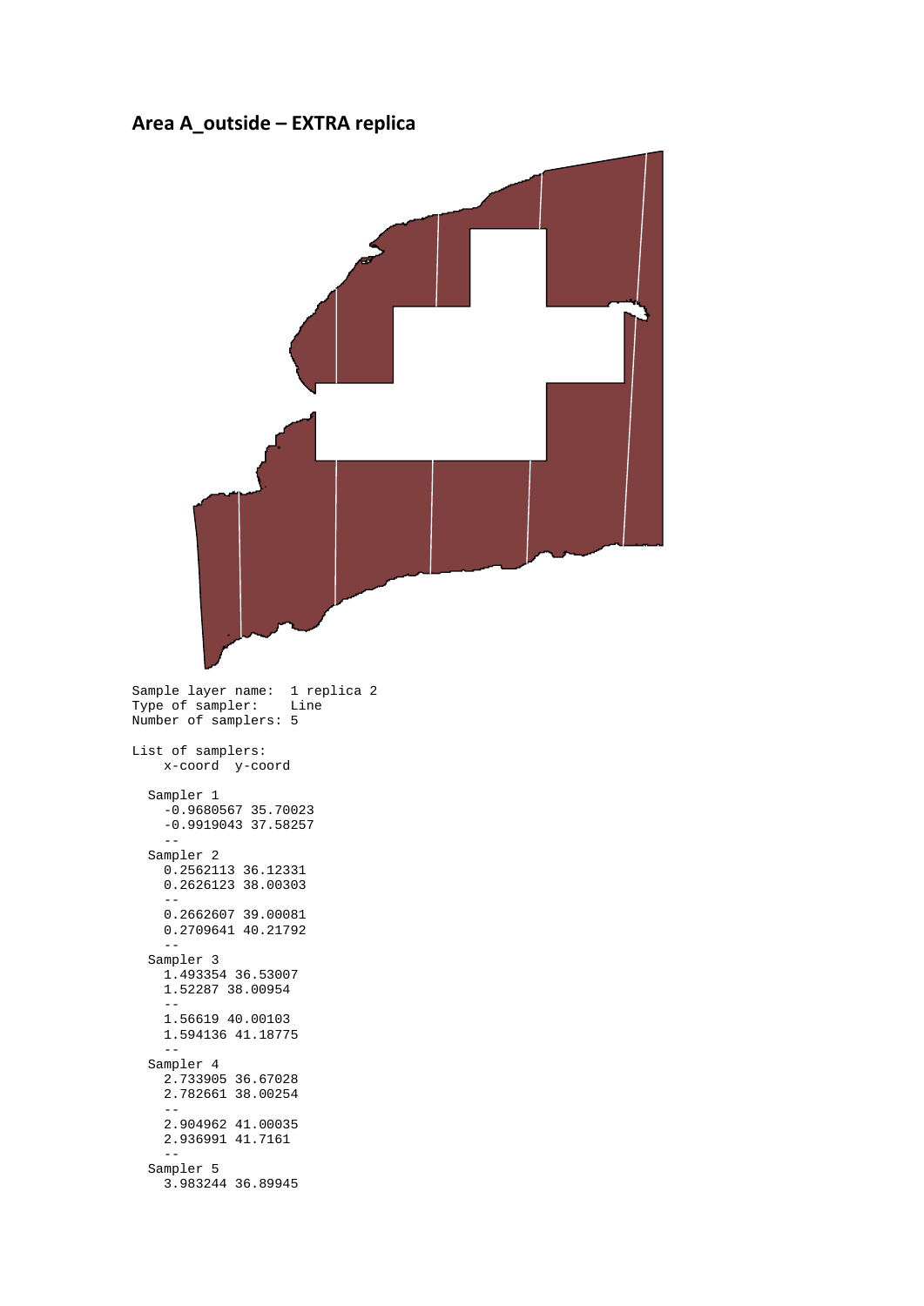## Area A_outside – EXTRA replica

```
Sample layer name:  1 replica 2
Type of sampler:    Line
Number of samplers: 5

List of samplers:
    x-coord  y-coord

  Sampler 1
    -0.9680567 35.70023
    -0.9919043 37.58257
    --
  Sampler 2
    0.2562113 36.12331
    0.2626123 38.00303
    --
    0.2662607 39.00081
    0.2709641 40.21792
    --
  Sampler 3
    1.493354 36.53007
    1.52287 38.00954
    --
    1.56619 40.00103
    1.594136 41.18775
    --
  Sampler 4
    2.733905 36.67028
    2.782661 38.00254
    --
    2.904962 41.00035
    2.936991 41.7161
    --
  Sampler 5
    3.983244 36.89945
```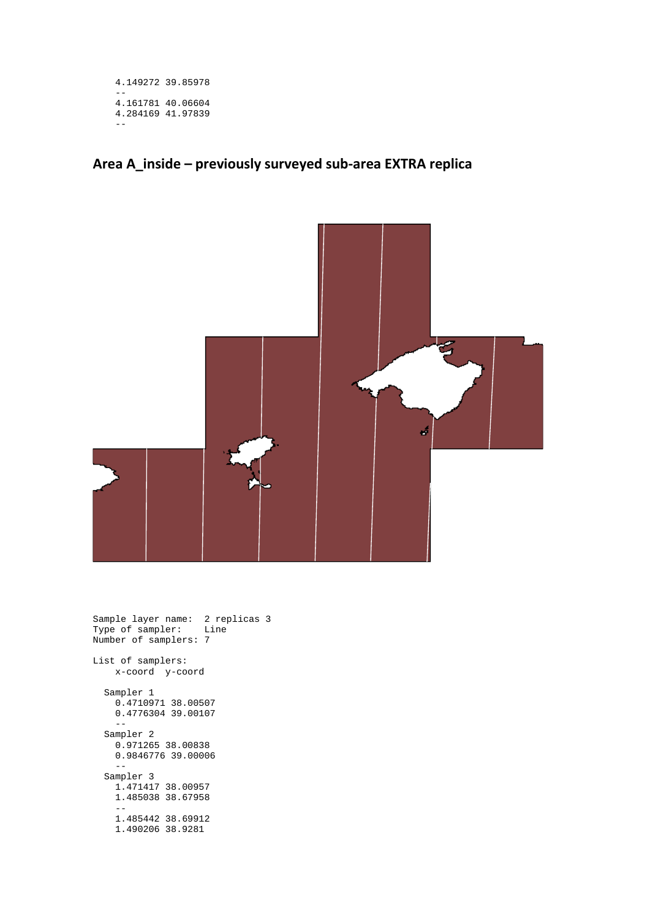```
    4.149272 39.85978
    --
    4.161781 40.06604
    4.284169 41.97839
    --
```

## Area A_inside – previously surveyed sub-area EXTRA replica

```
Sample layer name:  2 replicas 3
Type of sampler:    Line
Number of samplers: 7

List of samplers:
    x-coord  y-coord

  Sampler 1
    0.4710971 38.00507
    0.4776304 39.00107
    --
  Sampler 2
    0.971265 38.00838
    0.9846776 39.00006
    --
  Sampler 3
    1.471417 38.00957
    1.485038 38.67958
    --
    1.485442 38.69912
    1.490206 38.9281
```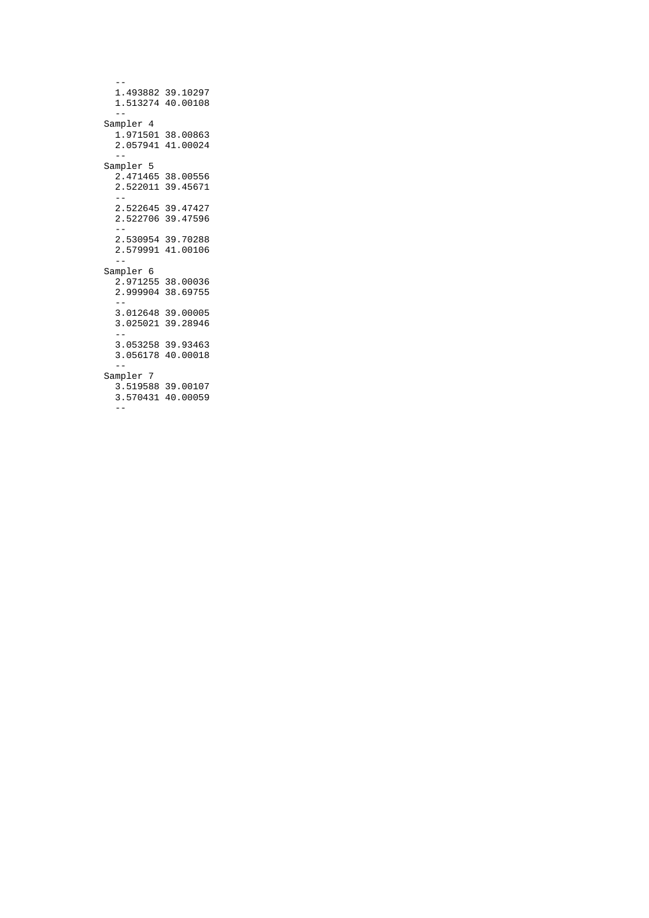```
  --
  1.493882 39.10297
  1.513274 40.00108
  --
Sampler 4
  1.971501 38.00863
  2.057941 41.00024
  --
Sampler 5
  2.471465 38.00556
  2.522011 39.45671
  --
  2.522645 39.47427
  2.522706 39.47596
  --
  2.530954 39.70288
  2.579991 41.00106
  --
Sampler 6
  2.971255 38.00036
  2.999904 38.69755
  --
  3.012648 39.00005
  3.025021 39.28946
  --
  3.053258 39.93463
  3.056178 40.00018
  --
Sampler 7
  3.519588 39.00107
  3.570431 40.00059
  --
```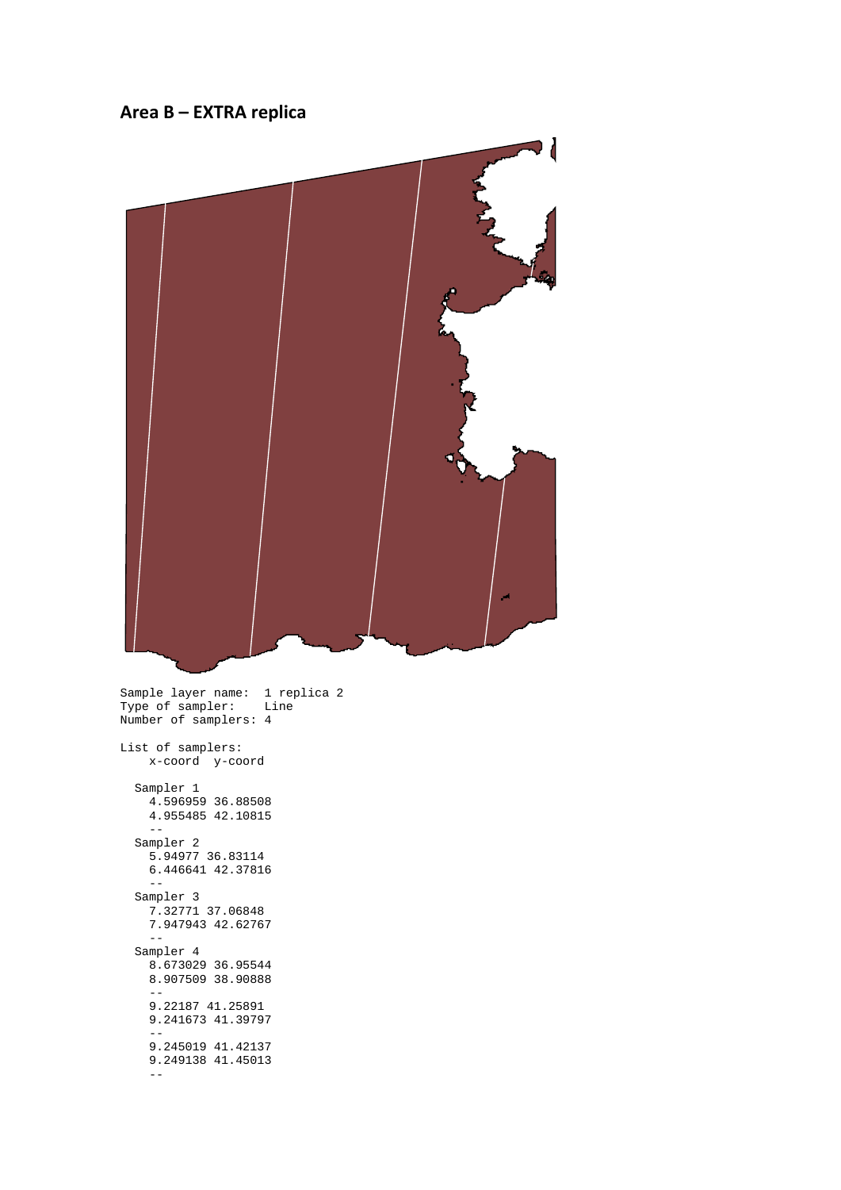**Area B – EXTRA replica**

```
Sample layer name:  1 replica 2
Type of sampler:    Line
Number of samplers: 4

List of samplers:
    x-coord  y-coord

  Sampler 1
    4.596959 36.88508
    4.955485 42.10815
    --
  Sampler 2
    5.94977 36.83114
    6.446641 42.37816
    --
  Sampler 3
    7.32771 37.06848
    7.947943 42.62767
    --
  Sampler 4
    8.673029 36.95544
    8.907509 38.90888
    --
    9.22187 41.25891
    9.241673 41.39797
    --
    9.245019 41.42137
    9.249138 41.45013
    --
```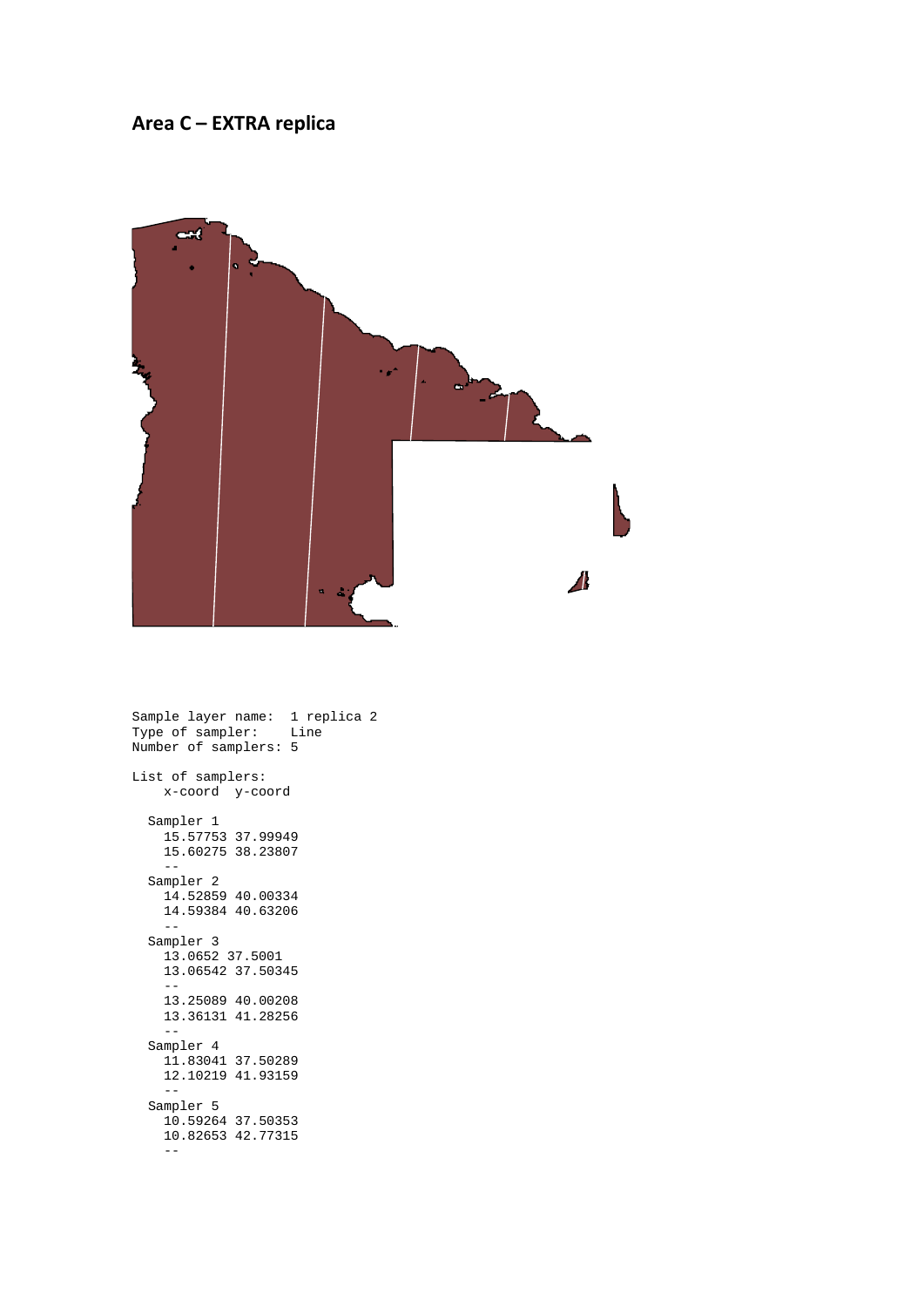## Area C – EXTRA replica

```
Sample layer name:  1 replica 2
Type of sampler:    Line
Number of samplers: 5

List of samplers:
    x-coord  y-coord

  Sampler 1
    15.57753 37.99949
    15.60275 38.23807
    --
  Sampler 2
    14.52859 40.00334
    14.59384 40.63206
    --
  Sampler 3
    13.0652 37.5001
    13.06542 37.50345
    --
    13.25089 40.00208
    13.36131 41.28256
    --
  Sampler 4
    11.83041 37.50289
    12.10219 41.93159
    --
  Sampler 5
    10.59264 37.50353
    10.82653 42.77315
    --
```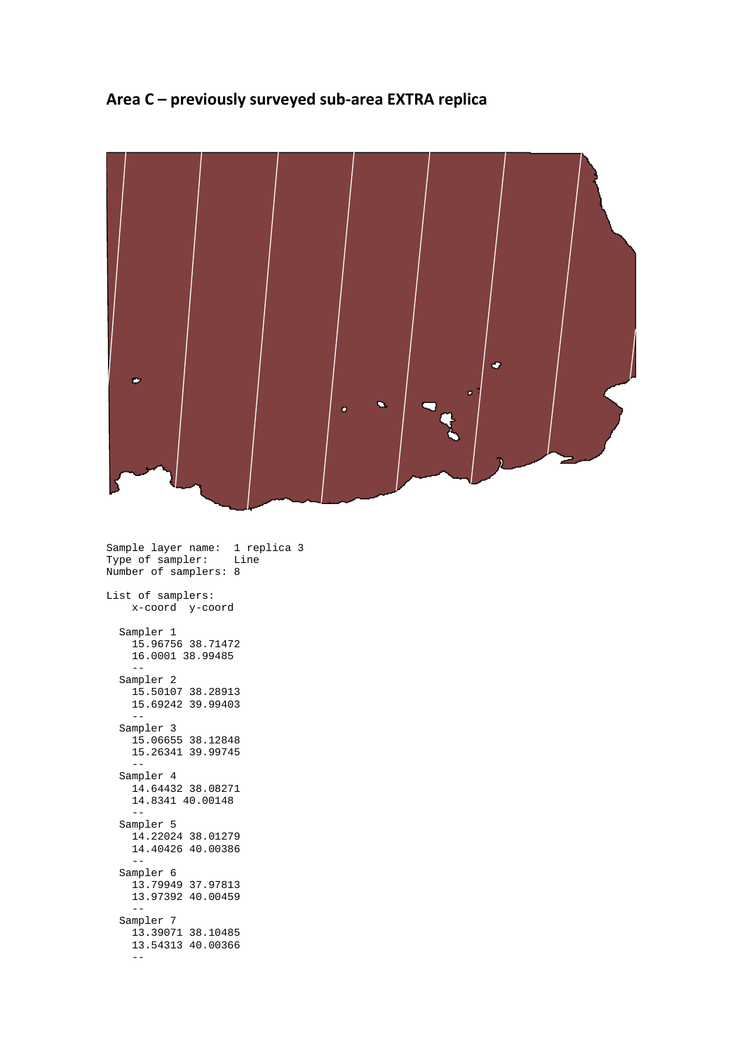**Area C – previously surveyed sub-area EXTRA replica**

```
Sample layer name:  1 replica 3
Type of sampler:    Line
Number of samplers: 8

List of samplers:
    x-coord  y-coord

  Sampler 1
    15.96756 38.71472
    16.0001 38.99485
    --
  Sampler 2
    15.50107 38.28913
    15.69242 39.99403
    --
  Sampler 3
    15.06655 38.12848
    15.26341 39.99745
    --
  Sampler 4
    14.64432 38.08271
    14.8341 40.00148
    --
  Sampler 5
    14.22024 38.01279
    14.40426 40.00386
    --
  Sampler 6
    13.79949 37.97813
    13.97392 40.00459
    --
  Sampler 7
    13.39071 38.10485
    13.54313 40.00366
    --
```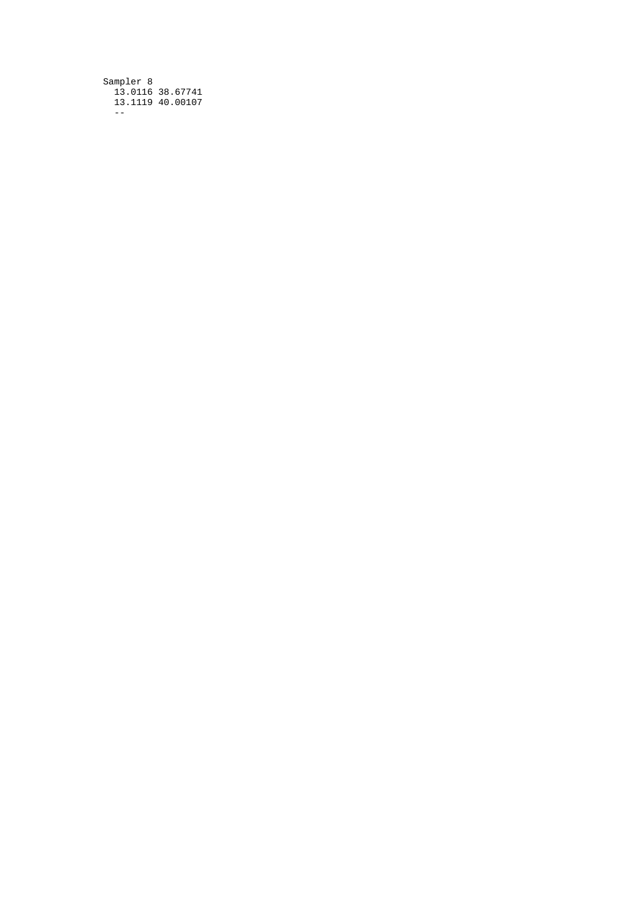Sampler 8

```
  13.0116 38.67741
  13.1119 40.00107
  --
```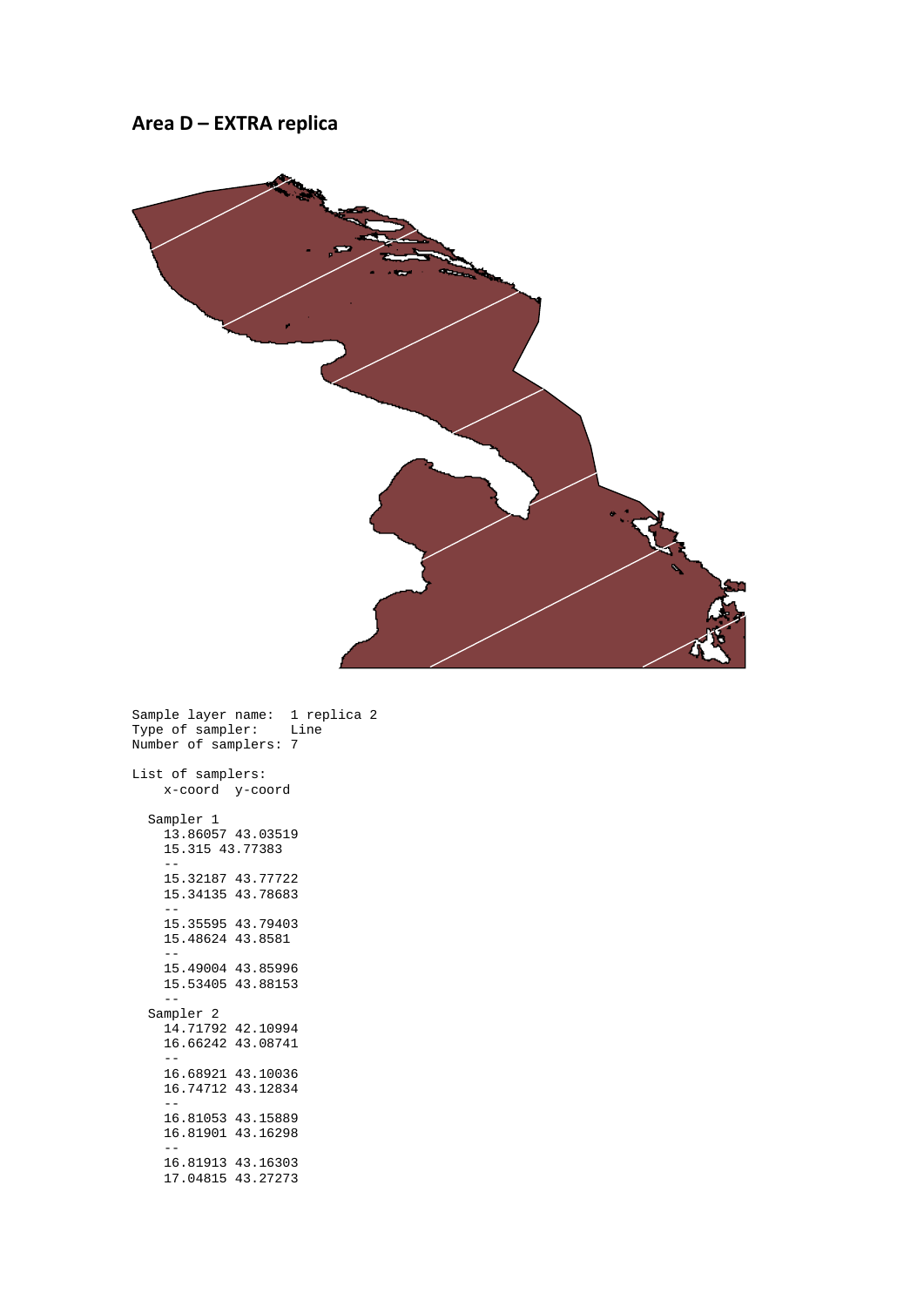## Area D – EXTRA replica

```
Sample layer name:  1 replica 2
Type of sampler:    Line
Number of samplers: 7

List of samplers:
    x-coord  y-coord

  Sampler 1
    13.86057 43.03519
    15.315 43.77383
    --
    15.32187 43.77722
    15.34135 43.78683
    --
    15.35595 43.79403
    15.48624 43.8581
    --
    15.49004 43.85996
    15.53405 43.88153
    --
  Sampler 2
    14.71792 42.10994
    16.66242 43.08741
    --
    16.68921 43.10036
    16.74712 43.12834
    --
    16.81053 43.15889
    16.81901 43.16298
    --
    16.81913 43.16303
    17.04815 43.27273
```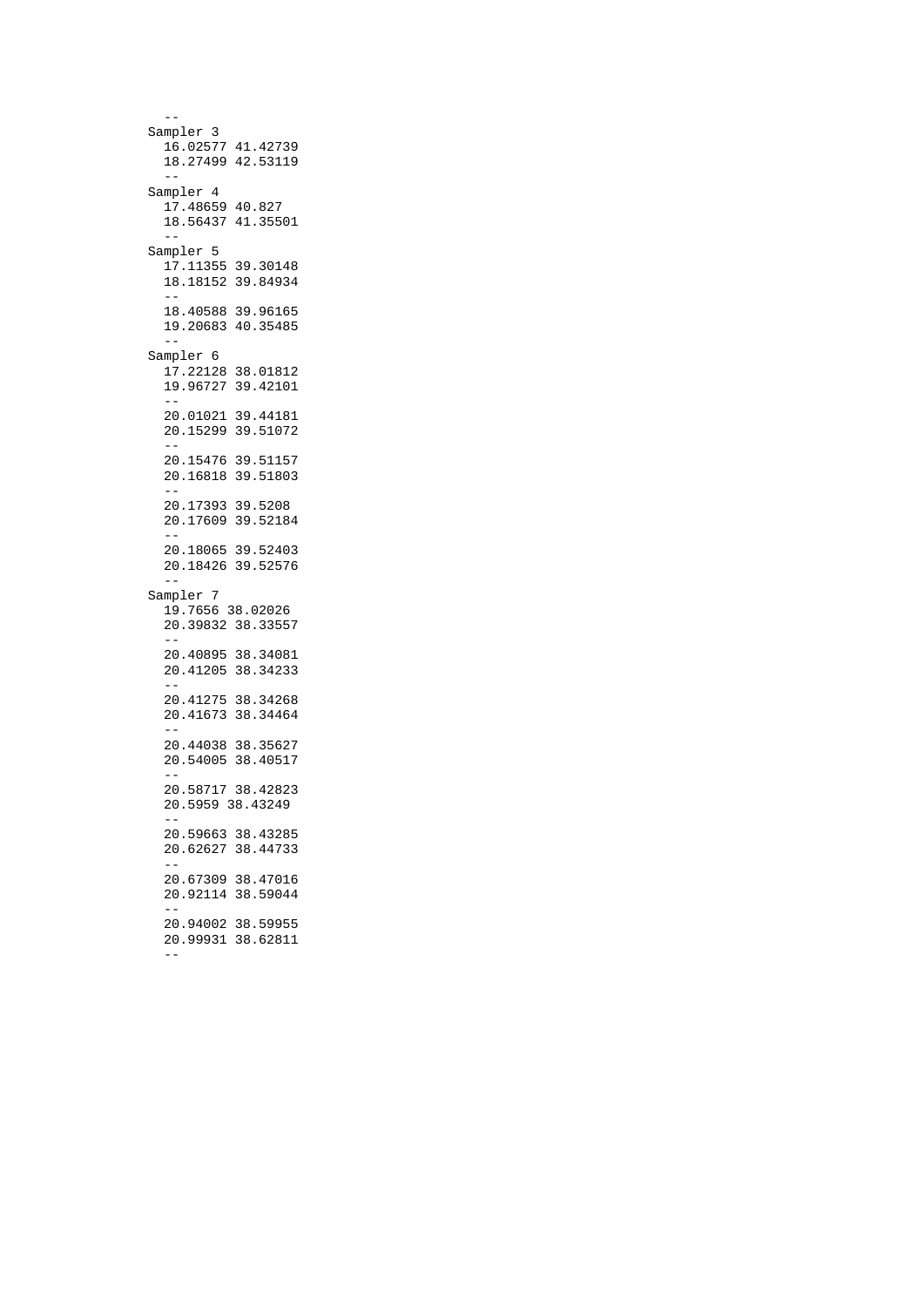```
  --
Sampler 3
  16.02577 41.42739
  18.27499 42.53119
  --
Sampler 4
  17.48659 40.827
  18.56437 41.35501
  --
Sampler 5
  17.11355 39.30148
  18.18152 39.84934
  --
  18.40588 39.96165
  19.20683 40.35485
  --
Sampler 6
  17.22128 38.01812
  19.96727 39.42101
  --
  20.01021 39.44181
  20.15299 39.51072
  --
  20.15476 39.51157
  20.16818 39.51803
  --
  20.17393 39.5208
  20.17609 39.52184
  --
  20.18065 39.52403
  20.18426 39.52576
  --
Sampler 7
  19.7656 38.02026
  20.39832 38.33557
  --
  20.40895 38.34081
  20.41205 38.34233
  --
  20.41275 38.34268
  20.41673 38.34464
  --
  20.44038 38.35627
  20.54005 38.40517
  --
  20.58717 38.42823
  20.5959 38.43249
  --
  20.59663 38.43285
  20.62627 38.44733
  --
  20.67309 38.47016
  20.92114 38.59044
  --
  20.94002 38.59955
  20.99931 38.62811
  --
```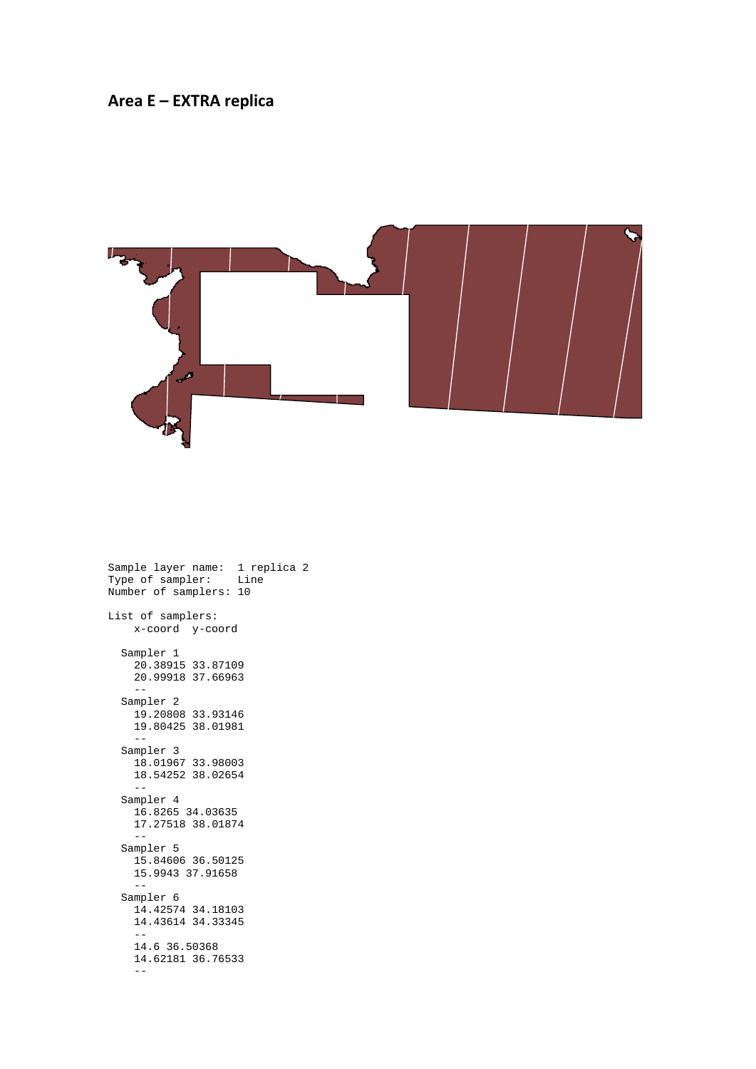**Area E – EXTRA replica**

```
Sample layer name:  1 replica 2
Type of sampler:    Line
Number of samplers: 10

List of samplers:
    x-coord  y-coord

  Sampler 1
    20.38915 33.87109
    20.99918 37.66963
    --
  Sampler 2
    19.20808 33.93146
    19.80425 38.01981
    --
  Sampler 3
    18.01967 33.98003
    18.54252 38.02654
    --
  Sampler 4
    16.8265 34.03635
    17.27518 38.01874
    --
  Sampler 5
    15.84606 36.50125
    15.9943 37.91658
    --
  Sampler 6
    14.42574 34.18103
    14.43614 34.33345
    --
    14.6 36.50368
    14.62181 36.76533
    --
```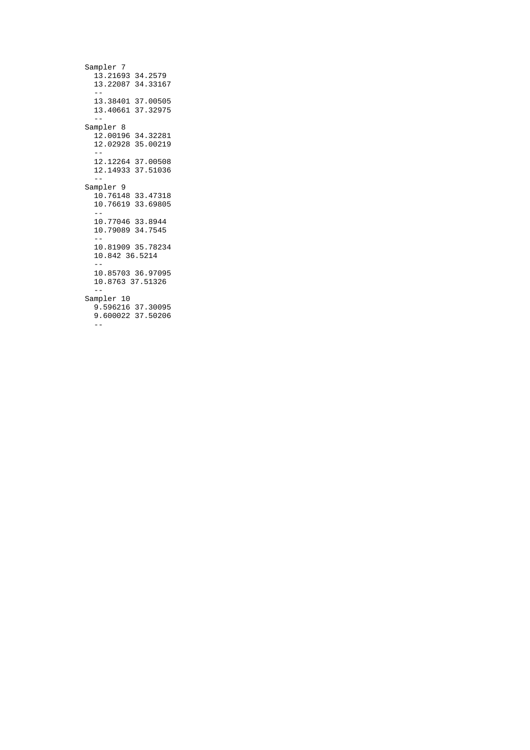```
Sampler 7
  13.21693 34.2579
  13.22087 34.33167
  --
  13.38401 37.00505
  13.40661 37.32975
  --
Sampler 8
  12.00196 34.32281
  12.02928 35.00219
  --
  12.12264 37.00508
  12.14933 37.51036
  --
Sampler 9
  10.76148 33.47318
  10.76619 33.69805
  --
  10.77046 33.8944
  10.79089 34.7545
  --
  10.81909 35.78234
  10.842 36.5214
  --
  10.85703 36.97095
  10.8763 37.51326
  --
Sampler 10
  9.596216 37.30095
  9.600022 37.50206
  --
```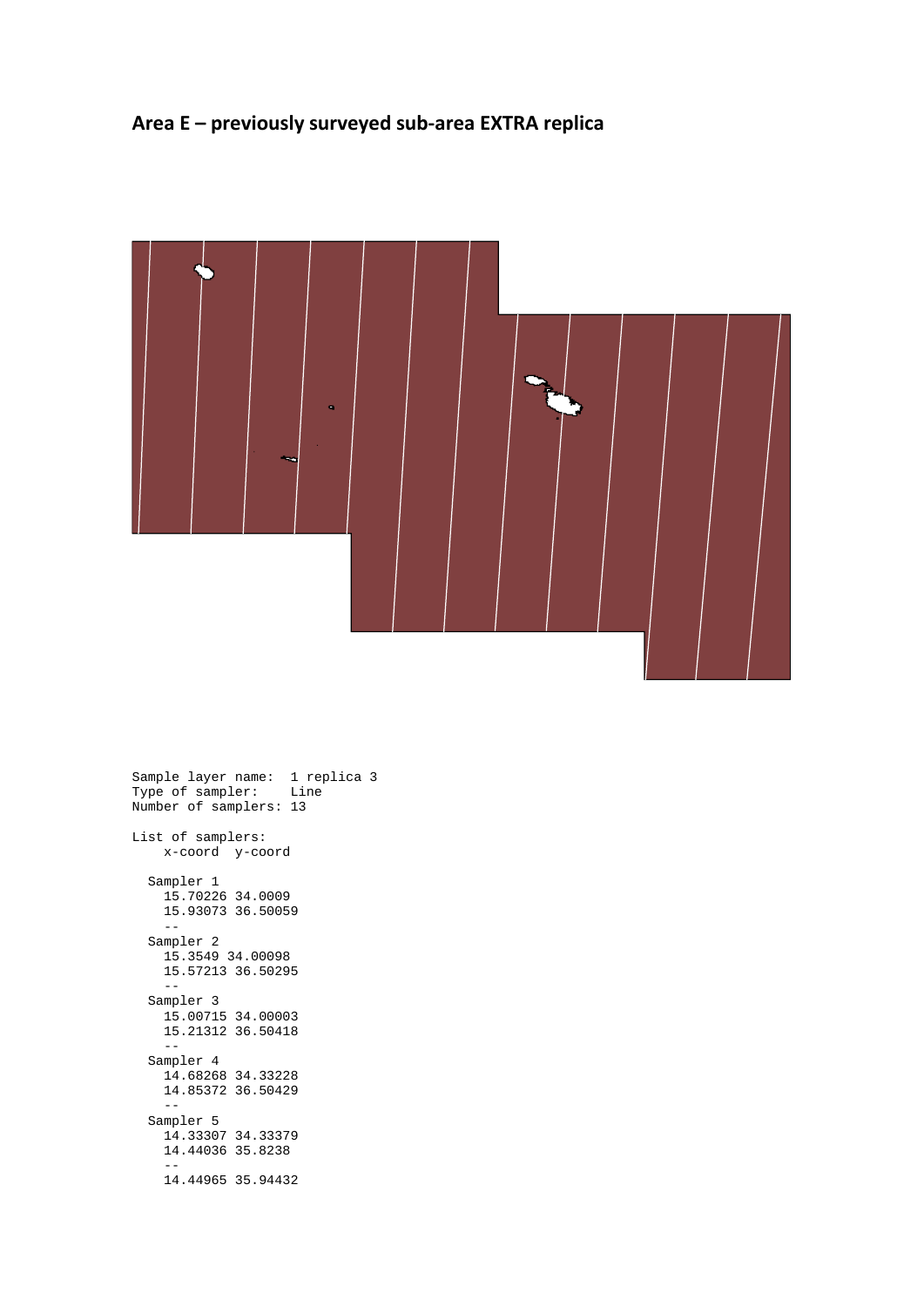**Area E – previously surveyed sub-area EXTRA replica**

```
Sample layer name:  1 replica 3
Type of sampler:    Line
Number of samplers: 13

List of samplers:
    x-coord  y-coord

  Sampler 1
    15.70226 34.0009
    15.93073 36.50059
    --
  Sampler 2
    15.3549 34.00098
    15.57213 36.50295
    --
  Sampler 3
    15.00715 34.00003
    15.21312 36.50418
    --
  Sampler 4
    14.68268 34.33228
    14.85372 36.50429
    --
  Sampler 5
    14.33307 34.33379
    14.44036 35.8238
    --
    14.44965 35.94432
```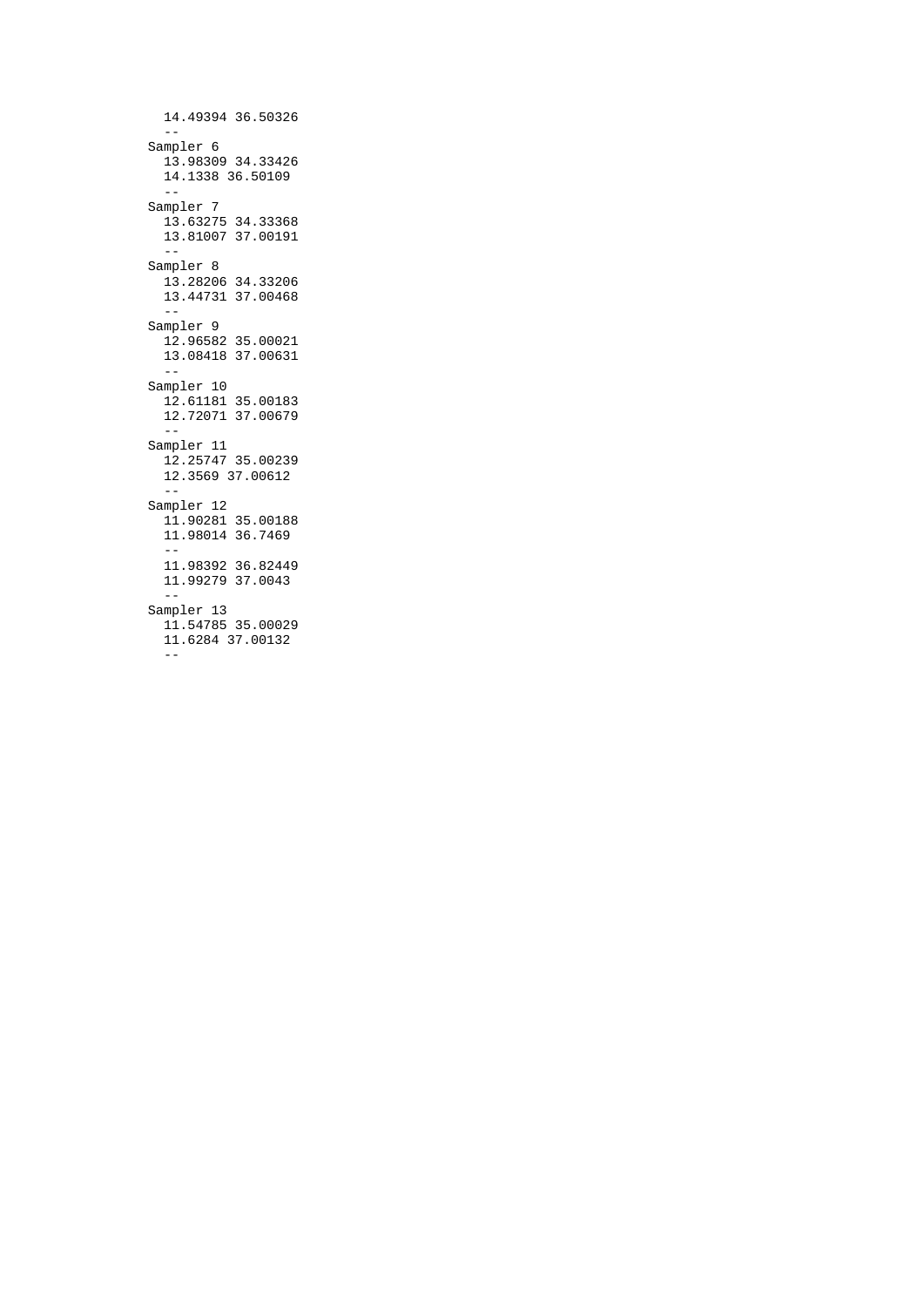```
  14.49394 36.50326
  --
Sampler 6
  13.98309 34.33426
  14.1338 36.50109
  --
Sampler 7
  13.63275 34.33368
  13.81007 37.00191
  --
Sampler 8
  13.28206 34.33206
  13.44731 37.00468
  --
Sampler 9
  12.96582 35.00021
  13.08418 37.00631
  --
Sampler 10
  12.61181 35.00183
  12.72071 37.00679
  --
Sampler 11
  12.25747 35.00239
  12.3569 37.00612
  --
Sampler 12
  11.90281 35.00188
  11.98014 36.7469
  --
  11.98392 36.82449
  11.99279 37.0043
  --
Sampler 13
  11.54785 35.00029
  11.6284 37.00132
  --
```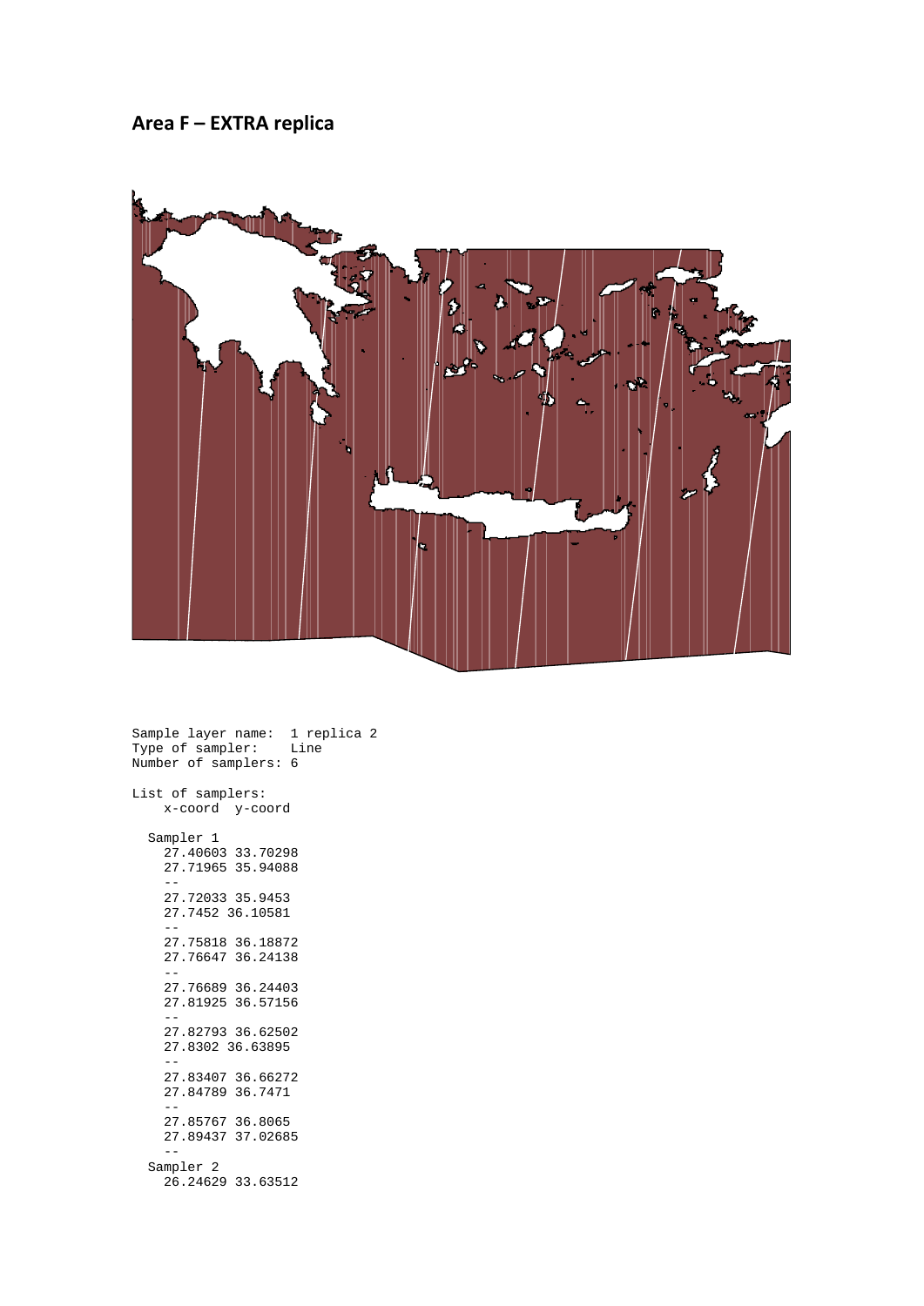## Area F – EXTRA replica

```
Sample layer name:  1 replica 2
Type of sampler:    Line
Number of samplers: 6

List of samplers:
    x-coord  y-coord

  Sampler 1
    27.40603 33.70298
    27.71965 35.94088
    --
    27.72033 35.9453
    27.7452 36.10581
    --
    27.75818 36.18872
    27.76647 36.24138
    --
    27.76689 36.24403
    27.81925 36.57156
    --
    27.82793 36.62502
    27.8302 36.63895
    --
    27.83407 36.66272
    27.84789 36.7471
    --
    27.85767 36.8065
    27.89437 37.02685
    --
  Sampler 2
    26.24629 33.63512
```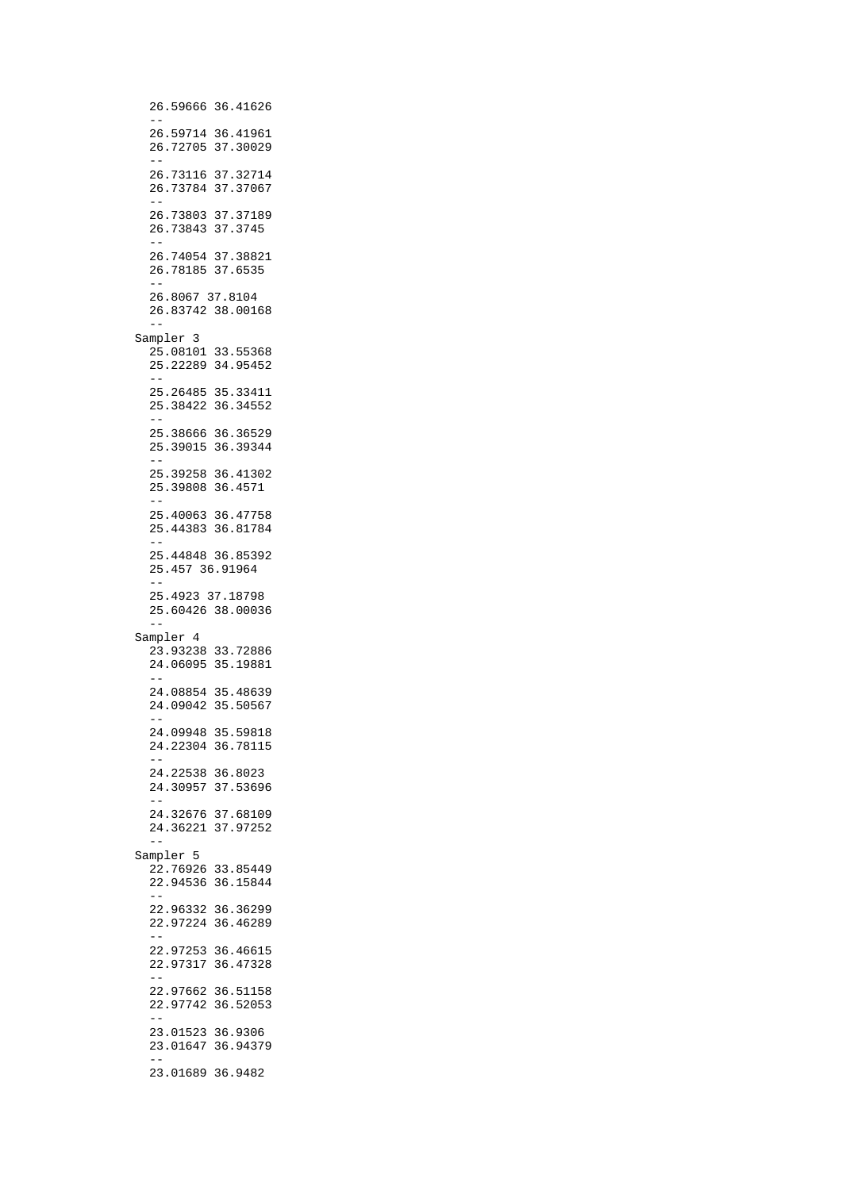```
    26.59666 36.41626
    --
    26.59714 36.41961
    26.72705 37.30029
    --
    26.73116 37.32714
    26.73784 37.37067
    --
    26.73803 37.37189
    26.73843 37.3745
    --
    26.74054 37.38821
    26.78185 37.6535
    --
    26.8067 37.8104
    26.83742 38.00168
    --
  Sampler 3
    25.08101 33.55368
    25.22289 34.95452
    --
    25.26485 35.33411
    25.38422 36.34552
    --
    25.38666 36.36529
    25.39015 36.39344
    --
    25.39258 36.41302
    25.39808 36.4571
    --
    25.40063 36.47758
    25.44383 36.81784
    --
    25.44848 36.85392
    25.457 36.91964
    --
    25.4923 37.18798
    25.60426 38.00036
    --
  Sampler 4
    23.93238 33.72886
    24.06095 35.19881
    --
    24.08854 35.48639
    24.09042 35.50567
    --
    24.09948 35.59818
    24.22304 36.78115
    --
    24.22538 36.8023
    24.30957 37.53696
    --
    24.32676 37.68109
    24.36221 37.97252
    --
  Sampler 5
    22.76926 33.85449
    22.94536 36.15844
    --
    22.96332 36.36299
    22.97224 36.46289
    --
    22.97253 36.46615
    22.97317 36.47328
    --
    22.97662 36.51158
    22.97742 36.52053
    --
    23.01523 36.9306
    23.01647 36.94379
    --
    23.01689 36.9482
```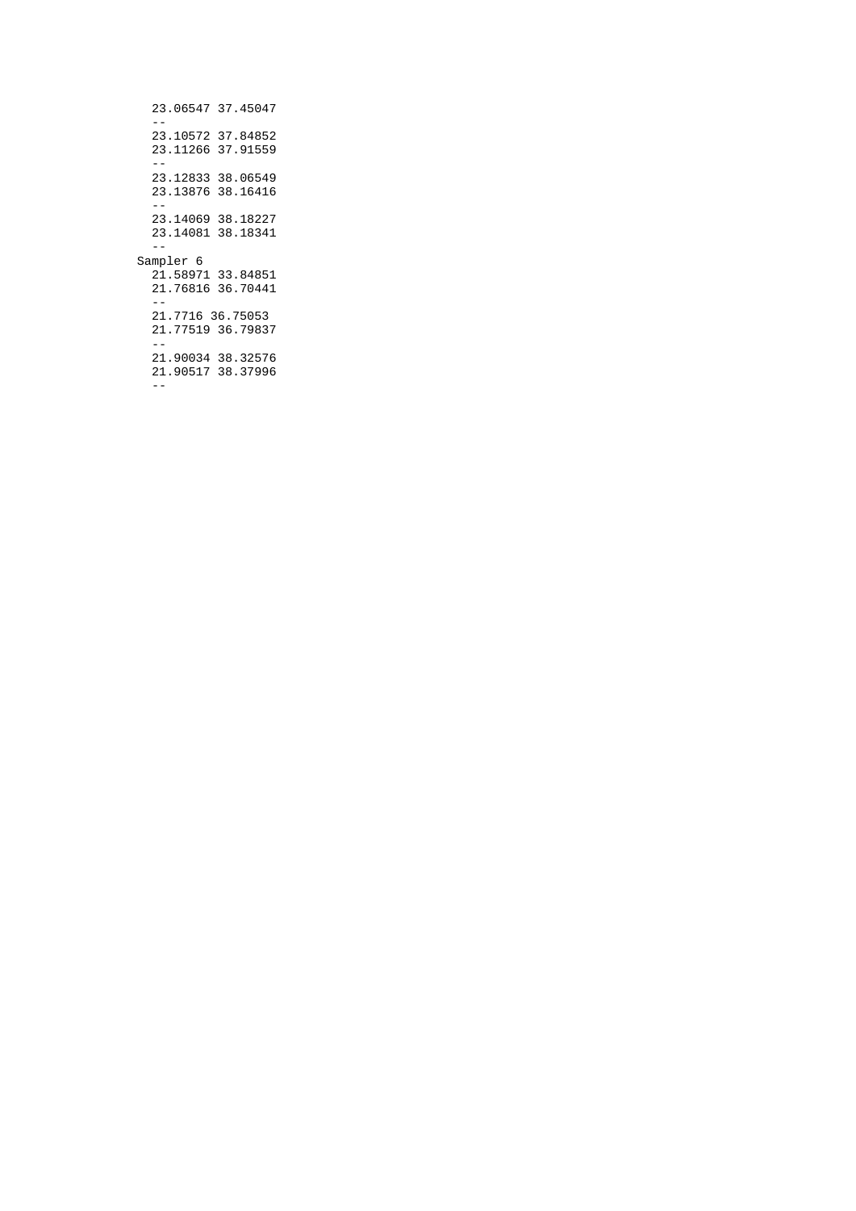```
  23.06547 37.45047
  --
  23.10572 37.84852
  23.11266 37.91559
  --
  23.12833 38.06549
  23.13876 38.16416
  --
  23.14069 38.18227
  23.14081 38.18341
  --
Sampler 6
  21.58971 33.84851
  21.76816 36.70441
  --
  21.7716 36.75053
  21.77519 36.79837
  --
  21.90034 38.32576
  21.90517 38.37996
  --
```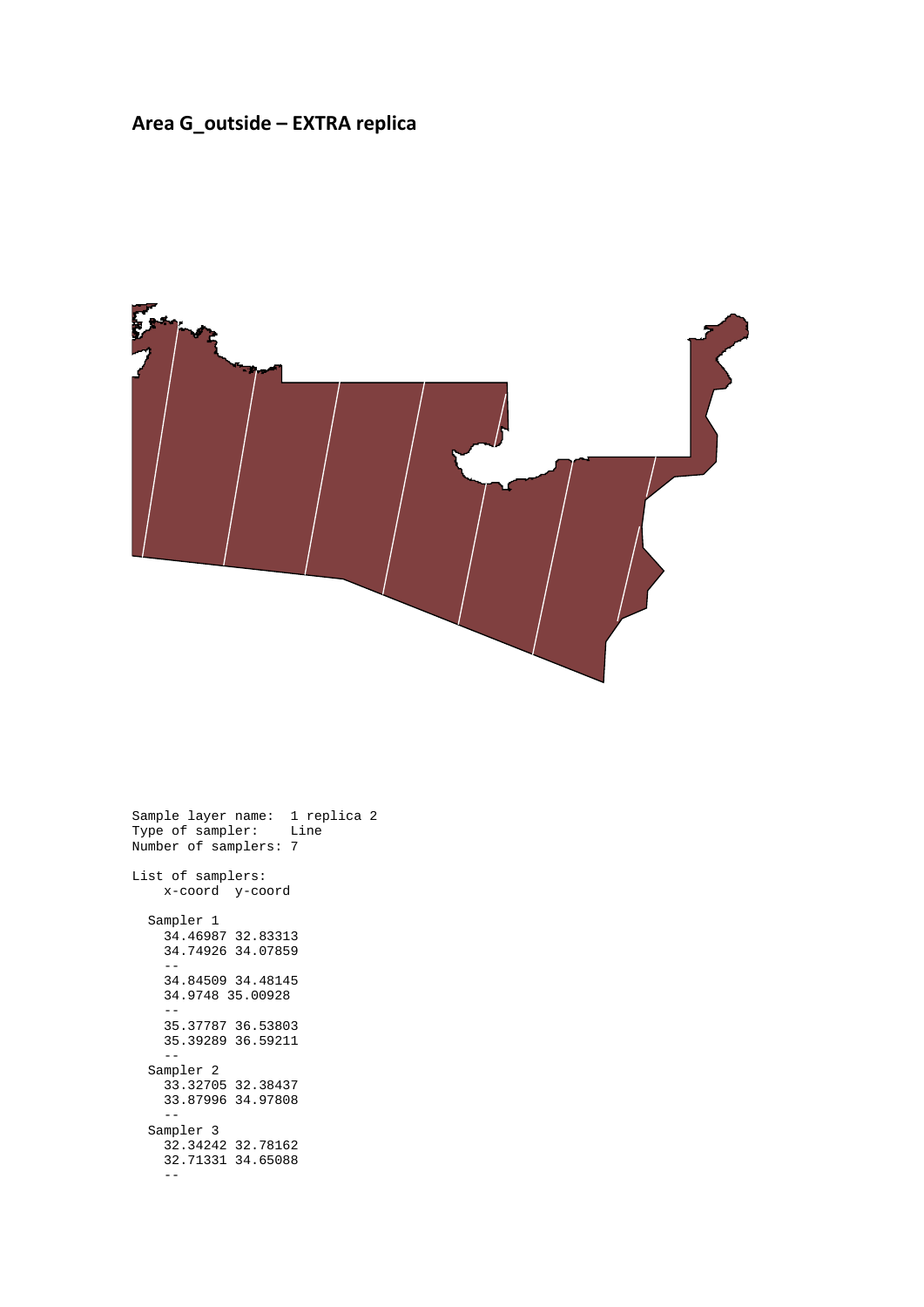**Area G_outside – EXTRA replica**

```
Sample layer name:  1 replica 2
Type of sampler:    Line
Number of samplers: 7

List of samplers:
    x-coord  y-coord

  Sampler 1
    34.46987 32.83313
    34.74926 34.07859
    --
    34.84509 34.48145
    34.9748 35.00928
    --
    35.37787 36.53803
    35.39289 36.59211
    --
  Sampler 2
    33.32705 32.38437
    33.87996 34.97808
    --
  Sampler 3
    32.34242 32.78162
    32.71331 34.65088
    --
```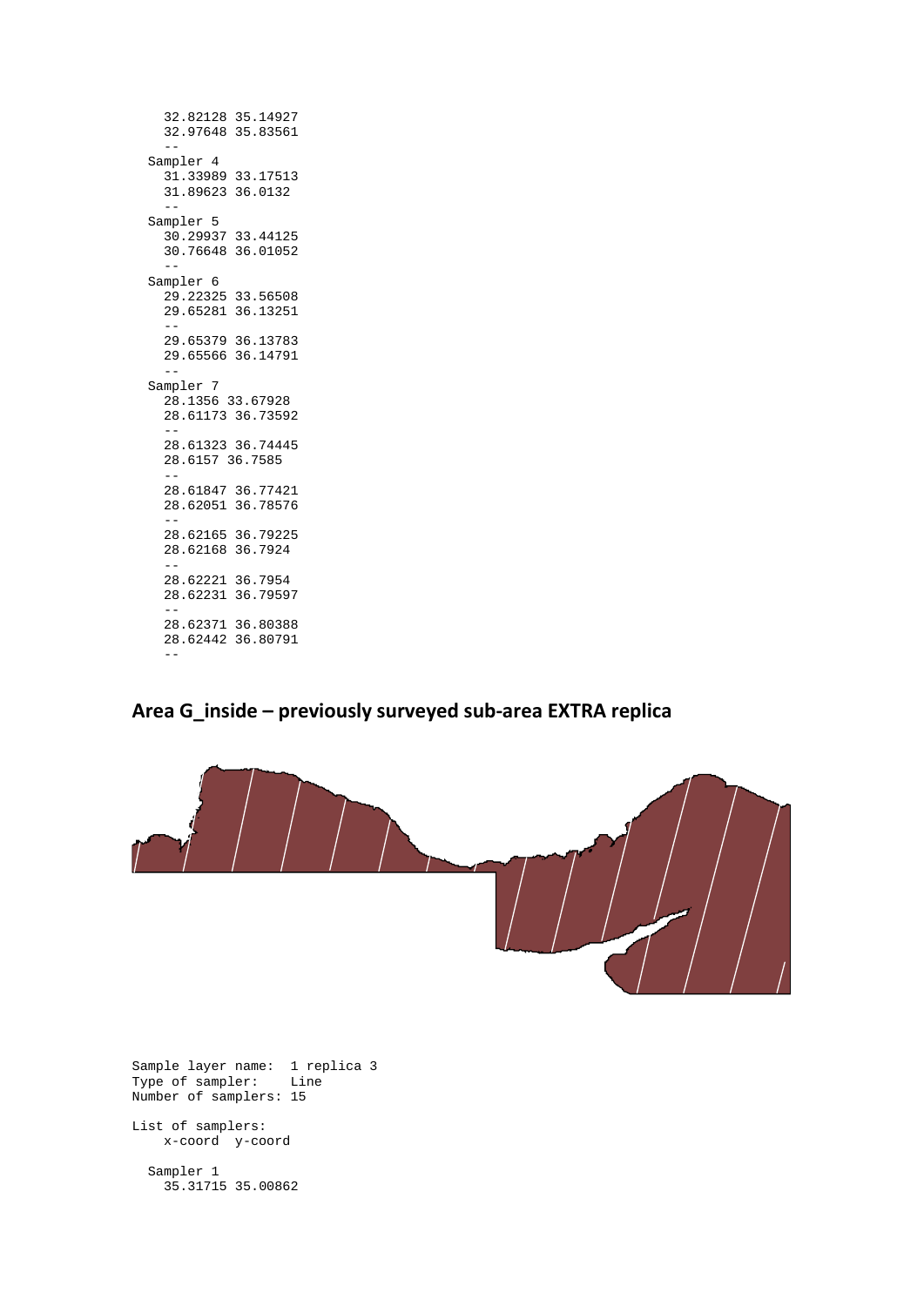```
    32.82128 35.14927
    32.97648 35.83561
    --
  Sampler 4
    31.33989 33.17513
    31.89623 36.0132
    --
  Sampler 5
    30.29937 33.44125
    30.76648 36.01052
    --
  Sampler 6
    29.22325 33.56508
    29.65281 36.13251
    --
    29.65379 36.13783
    29.65566 36.14791
    --
  Sampler 7
    28.1356 33.67928
    28.61173 36.73592
    --
    28.61323 36.74445
    28.6157 36.7585
    --
    28.61847 36.77421
    28.62051 36.78576
    --
    28.62165 36.79225
    28.62168 36.7924
    --
    28.62221 36.7954
    28.62231 36.79597
    --
    28.62371 36.80388
    28.62442 36.80791
    --
```

## Area G_inside – previously surveyed sub-area EXTRA replica

```
Sample layer name:  1 replica 3
Type of sampler:    Line
Number of samplers: 15

List of samplers:
    x-coord  y-coord

  Sampler 1
    35.31715 35.00862
```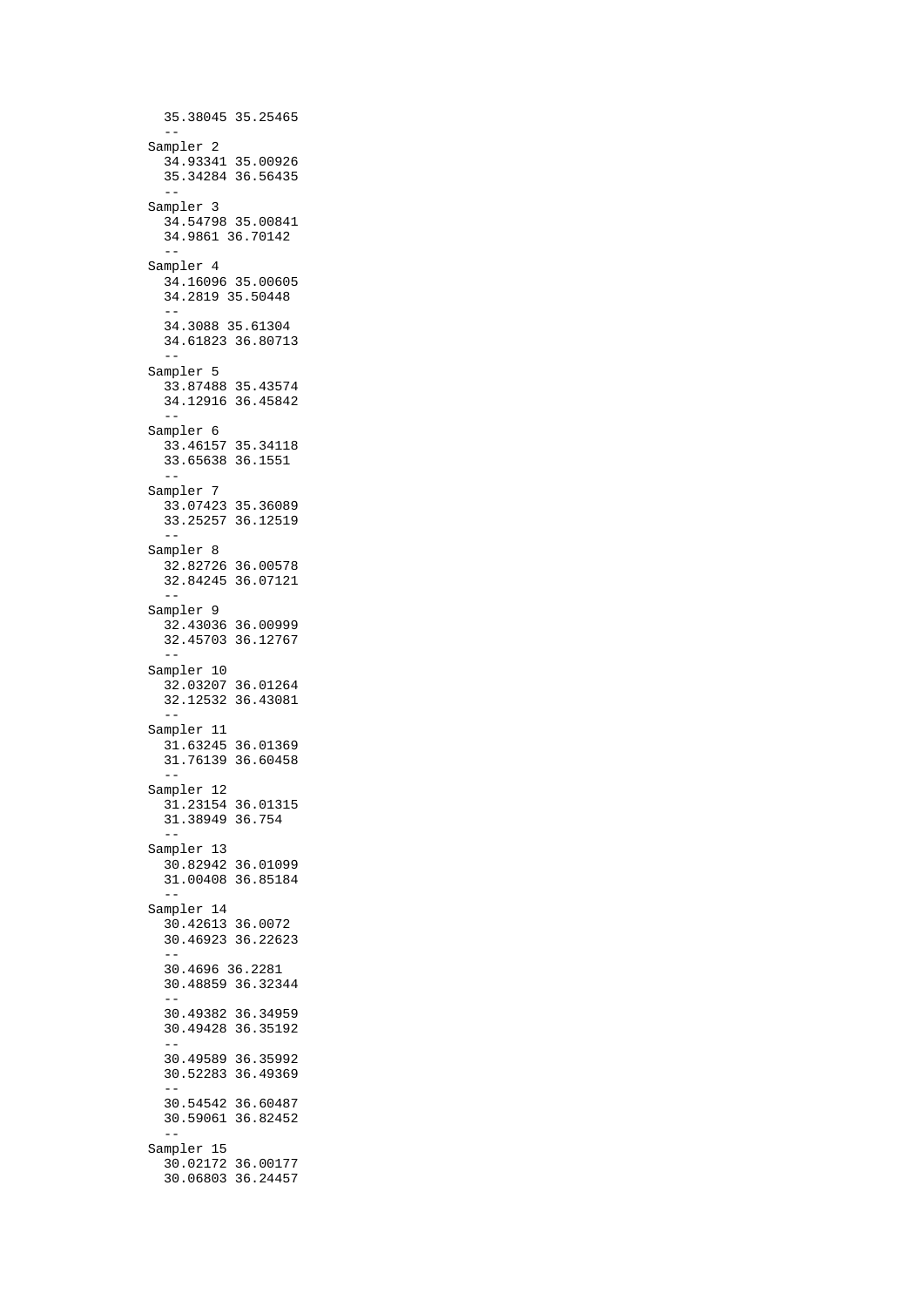```
  35.38045 35.25465
  --
Sampler 2
  34.93341 35.00926
  35.34284 36.56435
  --
Sampler 3
  34.54798 35.00841
  34.9861 36.70142
  --
Sampler 4
  34.16096 35.00605
  34.2819 35.50448
  --
  34.3088 35.61304
  34.61823 36.80713
  --
Sampler 5
  33.87488 35.43574
  34.12916 36.45842
  --
Sampler 6
  33.46157 35.34118
  33.65638 36.1551
  --
Sampler 7
  33.07423 35.36089
  33.25257 36.12519
  --
Sampler 8
  32.82726 36.00578
  32.84245 36.07121
  --
Sampler 9
  32.43036 36.00999
  32.45703 36.12767
  --
Sampler 10
  32.03207 36.01264
  32.12532 36.43081
  --
Sampler 11
  31.63245 36.01369
  31.76139 36.60458
  --
Sampler 12
  31.23154 36.01315
  31.38949 36.754
  --
Sampler 13
  30.82942 36.01099
  31.00408 36.85184
  --
Sampler 14
  30.42613 36.0072
  30.46923 36.22623
  --
  30.4696 36.2281
  30.48859 36.32344
  --
  30.49382 36.34959
  30.49428 36.35192
  --
  30.49589 36.35992
  30.52283 36.49369
  --
  30.54542 36.60487
  30.59061 36.82452
  --
Sampler 15
  30.02172 36.00177
  30.06803 36.24457
```